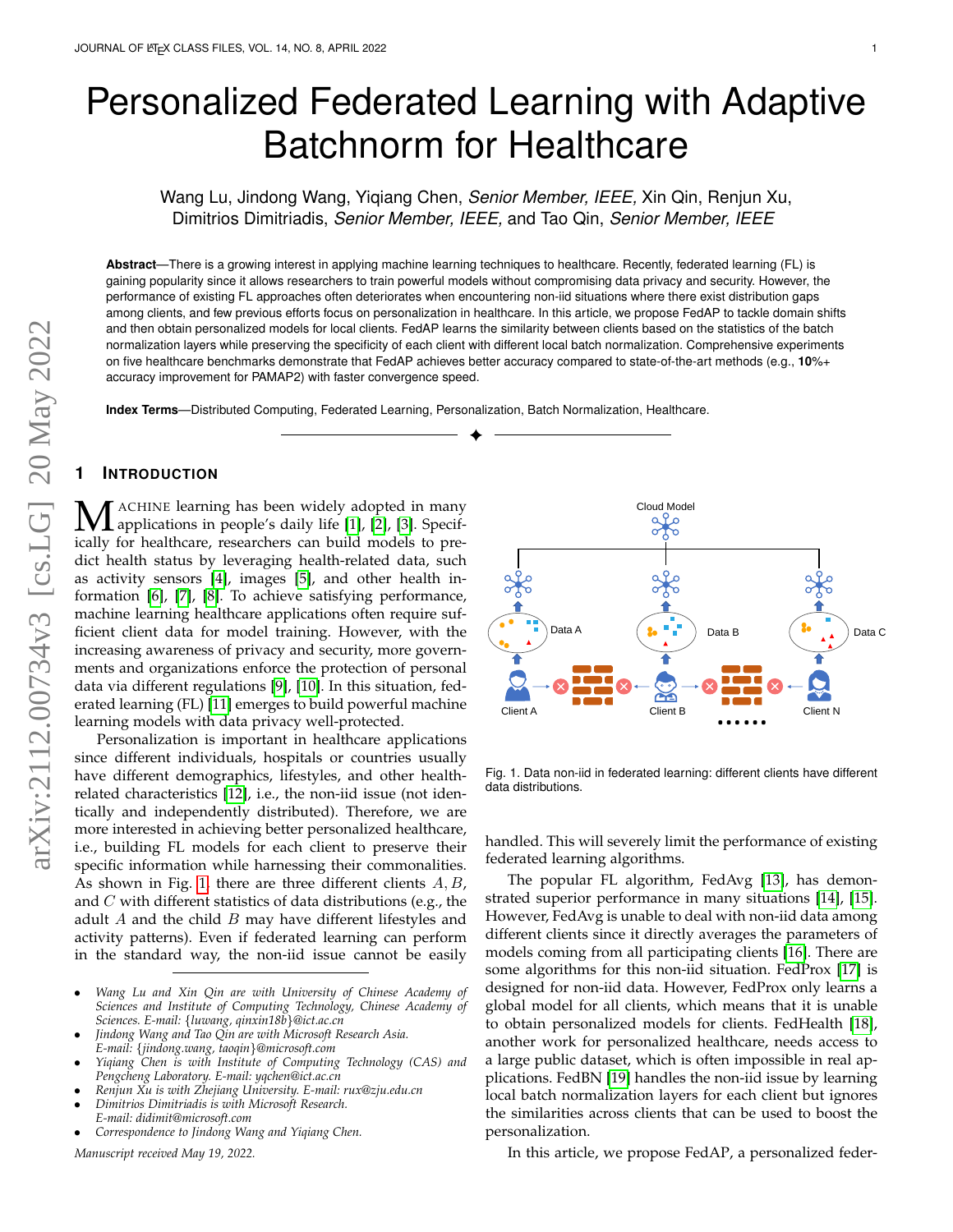# Personalized Federated Learning with Adaptive Batchnorm for Healthcare

Wang Lu, Jindong Wang, Yiqiang Chen, *Senior Member, IEEE,* Xin Qin, Renjun Xu, Dimitrios Dimitriadis, *Senior Member, IEEE,* and Tao Qin, *Senior Member, IEEE*

**Abstract**—There is a growing interest in applying machine learning techniques to healthcare. Recently, federated learning (FL) is gaining popularity since it allows researchers to train powerful models without compromising data privacy and security. However, the performance of existing FL approaches often deteriorates when encountering non-iid situations where there exist distribution gaps among clients, and few previous efforts focus on personalization in healthcare. In this article, we propose FedAP to tackle domain shifts and then obtain personalized models for local clients. FedAP learns the similarity between clients based on the statistics of the batch normalization layers while preserving the specificity of each client with different local batch normalization. Comprehensive experiments on five healthcare benchmarks demonstrate that FedAP achieves better accuracy compared to state-of-the-art methods (e.g., **10%**+ accuracy improvement for PAMAP2) with faster convergence speed.

**Index Terms**—Distributed Computing, Federated Learning, Personalization, Batch Normalization, Healthcare.

## 1 Introduction

Machine learning has been widely adopted in many applications in people's daily life [1], [2], [3]. Specifically for healthcare, researchers can build models to predict health status by leveraging health-related data, such as activity sensors [4], images [5], and other health information [6], [7], [8]. To achieve satisfying performance, machine learning healthcare applications often require sufficient client data for model training. However, with the increasing awareness of privacy and security, more governments and organizations enforce the protection of personal data via different regulations [9], [10]. In this situation, federated learning (FL) [11] emerges to build powerful machine learning models with data privacy well-protected.

Personalization is important in healthcare applications since different individuals, hospitals or countries usually have different demographics, lifestyles, and other health-related characteristics [12], i.e., the non-iid issue (not identically and independently distributed). Therefore, we are more interested in achieving better personalized healthcare, i.e., building FL models for each client to preserve their specific information while harnessing their commonalities. As shown in Fig. 1, there are three different clients $A, B$, and $C$ with different statistics of data distributions (e.g., the adult $A$ and the child $B$ may have different lifestyles and activity patterns). Even if federated learning can perform in the standard way, the non-iid issue cannot be easily handled. This will severely limit the performance of existing federated learning algorithms.

Fig. 1. Data non-iid in federated learning: different clients have different data distributions.

The popular FL algorithm, FedAvg [13], has demonstrated superior performance in many situations [14], [15]. However, FedAvg is unable to deal with non-iid data among different clients since it directly averages the parameters of models coming from all participating clients [16]. There are some algorithms for this non-iid situation. FedProx [17] is designed for non-iid data. However, FedProx only learns a global model for all clients, which means that it is unable to obtain personalized models for clients. FedHealth [18], another work for personalized healthcare, needs access to a large public dataset, which is often impossible in real applications. FedBN [19] handles the non-iid issue by learning local batch normalization layers for each client but ignores the similarities across clients that can be used to boost the personalization.

In this article, we propose FedAP, a personalized feder-

- *Wang Lu and Xin Qin are with University of Chinese Academy of Sciences and Institute of Computing Technology, Chinese Academy of Sciences. E-mail: {luwang, qinxin18b}@ict.ac.cn*
- *Jindong Wang and Tao Qin are with Microsoft Research Asia. E-mail: {jindong.wang, taoqin}@microsoft.com*
- *Yiqiang Chen is with Institute of Computing Technology (CAS) and Pengcheng Laboratory. E-mail: yqchen@ict.ac.cn*
- *Renjun Xu is with Zhejiang University. E-mail: rux@zju.edu.cn*
- *Dimitrios Dimitriadis is with Microsoft Research. E-mail: didimit@microsoft.com*
- *Correspondence to Jindong Wang and Yiqiang Chen.*

*Manuscript received May 19, 2022.*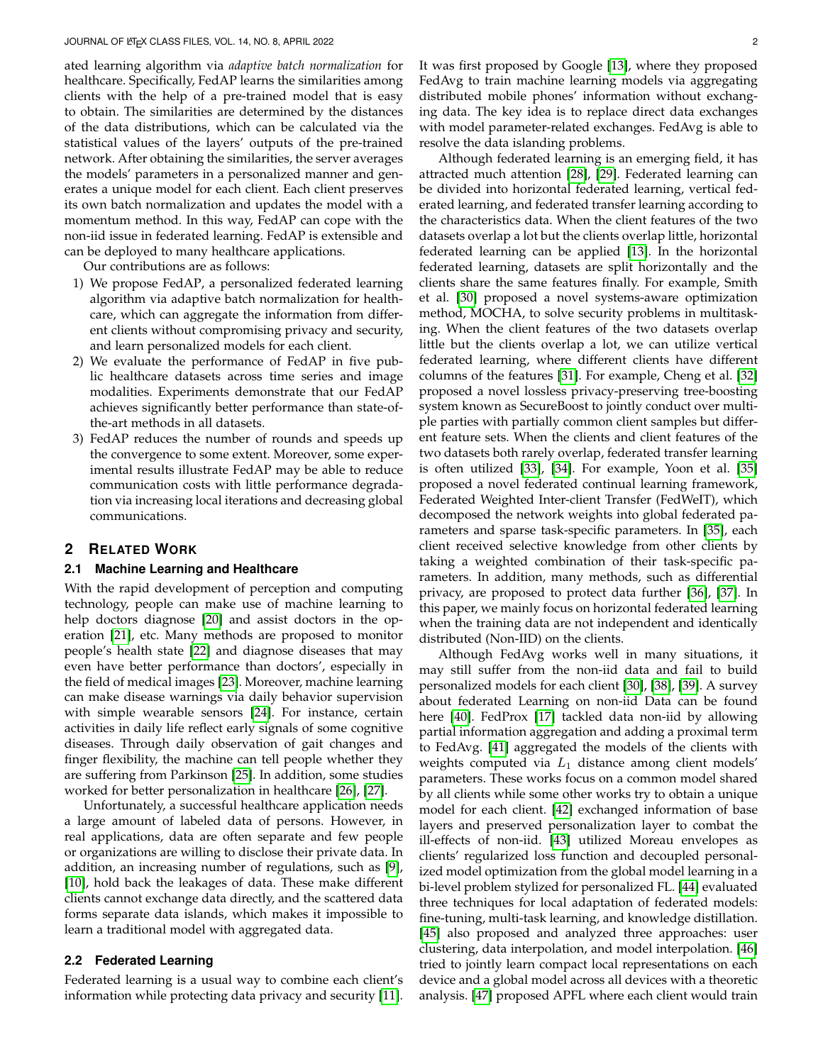ated learning algorithm via *adaptive batch normalization* for healthcare. Specifically, FedAP learns the similarities among clients with the help of a pre-trained model that is easy to obtain. The similarities are determined by the distances of the data distributions, which can be calculated via the statistical values of the layers' outputs of the pre-trained network. After obtaining the similarities, the server averages the models' parameters in a personalized manner and generates a unique model for each client. Each client preserves its own batch normalization and updates the model with a momentum method. In this way, FedAP can cope with the non-iid issue in federated learning. FedAP is extensible and can be deployed to many healthcare applications.

Our contributions are as follows:

1) We propose FedAP, a personalized federated learning algorithm via adaptive batch normalization for healthcare, which can aggregate the information from different clients without compromising privacy and security, and learn personalized models for each client.
2) We evaluate the performance of FedAP in five public healthcare datasets across time series and image modalities. Experiments demonstrate that our FedAP achieves significantly better performance than state-of-the-art methods in all datasets.
3) FedAP reduces the number of rounds and speeds up the convergence to some extent. Moreover, some experimental results illustrate FedAP may be able to reduce communication costs with little performance degradation via increasing local iterations and decreasing global communications.

## 2 Related Work

### 2.1 Machine Learning and Healthcare

With the rapid development of perception and computing technology, people can make use of machine learning to help doctors diagnose [20] and assist doctors in the operation [21], etc. Many methods are proposed to monitor people's health state [22] and diagnose diseases that may even have better performance than doctors', especially in the field of medical images [23]. Moreover, machine learning can make disease warnings via daily behavior supervision with simple wearable sensors [24]. For instance, certain activities in daily life reflect early signals of some cognitive diseases. Through daily observation of gait changes and finger flexibility, the machine can tell people whether they are suffering from Parkinson [25]. In addition, some studies worked for better personalization in healthcare [26], [27].

Unfortunately, a successful healthcare application needs a large amount of labeled data of persons. However, in real applications, data are often separate and few people or organizations are willing to disclose their private data. In addition, an increasing number of regulations, such as [9], [10], hold back the leakages of data. These make different clients cannot exchange data directly, and the scattered data forms separate data islands, which makes it impossible to learn a traditional model with aggregated data.

### 2.2 Federated Learning

Federated learning is a usual way to combine each client's information while protecting data privacy and security [11]. It was first proposed by Google [13], where they proposed FedAvg to train machine learning models via aggregating distributed mobile phones' information without exchanging data. The key idea is to replace direct data exchanges with model parameter-related exchanges. FedAvg is able to resolve the data islanding problems.

Although federated learning is an emerging field, it has attracted much attention [28], [29]. Federated learning can be divided into horizontal federated learning, vertical federated learning, and federated transfer learning according to the characteristics data. When the client features of the two datasets overlap a lot but the clients overlap little, horizontal federated learning can be applied [13]. In the horizontal federated learning, datasets are split horizontally and the clients share the same features finally. For example, Smith et al. [30] proposed a novel systems-aware optimization method, MOCHA, to solve security problems in multitasking. When the client features of the two datasets overlap little but the clients overlap a lot, we can utilize vertical federated learning, where different clients have different columns of the features [31]. For example, Cheng et al. [32] proposed a novel lossless privacy-preserving tree-boosting system known as SecureBoost to jointly conduct over multiple parties with partially common client samples but different feature sets. When the clients and client features of the two datasets both rarely overlap, federated transfer learning is often utilized [33], [34]. For example, Yoon et al. [35] proposed a novel federated continual learning framework, Federated Weighted Inter-client Transfer (FedWeIT), which decomposed the network weights into global federated parameters and sparse task-specific parameters. In [35], each client received selective knowledge from other clients by taking a weighted combination of their task-specific parameters. In addition, many methods, such as differential privacy, are proposed to protect data further [36], [37]. In this paper, we mainly focus on horizontal federated learning when the training data are not independent and identically distributed (Non-IID) on the clients.

Although FedAvg works well in many situations, it may still suffer from the non-iid data and fail to build personalized models for each client [30], [38], [39]. A survey about federated Learning on non-iid Data can be found here [40]. FedProx [17] tackled data non-iid by allowing partial information aggregation and adding a proximal term to FedAvg. [41] aggregated the models of the clients with weights computed via $L_1$ distance among client models' parameters. These works focus on a common model shared by all clients while some other works try to obtain a unique model for each client. [42] exchanged information of base layers and preserved personalization layer to combat the ill-effects of non-iid. [43] utilized Moreau envelopes as clients' regularized loss function and decoupled personalized model optimization from the global model learning in a bi-level problem stylized for personalized FL. [44] evaluated three techniques for local adaptation of federated models: fine-tuning, multi-task learning, and knowledge distillation. [45] also proposed and analyzed three approaches: user clustering, data interpolation, and model interpolation. [46] tried to jointly learn compact local representations on each device and a global model across all devices with a theoretic analysis. [47] proposed APFL where each client would train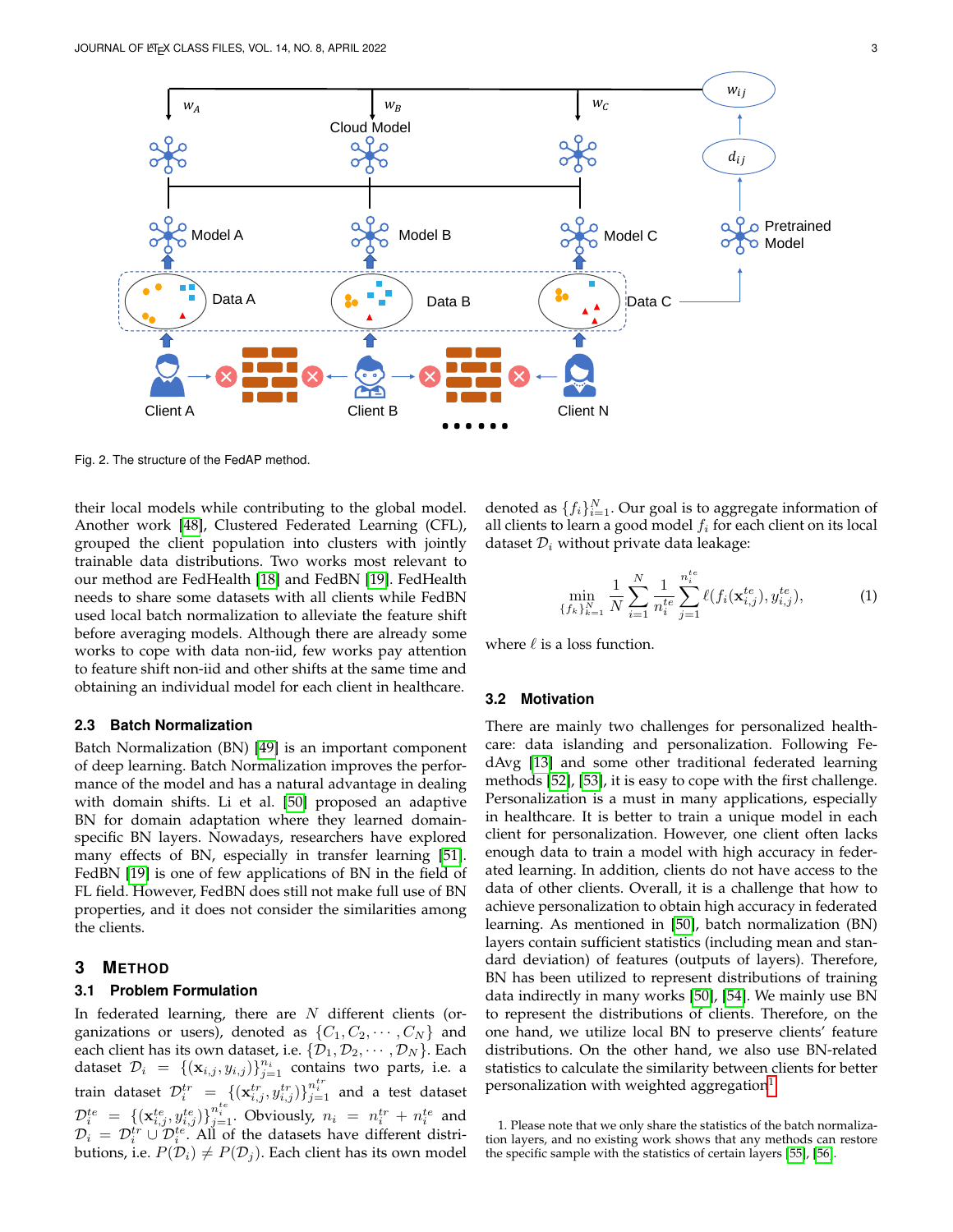Fig. 2. The structure of the FedAP method.

their local models while contributing to the global model. Another work [48], Clustered Federated Learning (CFL), grouped the client population into clusters with jointly trainable data distributions. Two works most relevant to our method are FedHealth [18] and FedBN [19]. FedHealth needs to share some datasets with all clients while FedBN used local batch normalization to alleviate the feature shift before averaging models. Although there are already some works to cope with data non-iid, few works pay attention to feature shift non-iid and other shifts at the same time and obtaining an individual model for each client in healthcare.

### 2.3 Batch Normalization

Batch Normalization (BN) [49] is an important component of deep learning. Batch Normalization improves the performance of the model and has a natural advantage in dealing with domain shifts. Li et al. [50] proposed an adaptive BN for domain adaptation where they learned domain-specific BN layers. Nowadays, researchers have explored many effects of BN, especially in transfer learning [51]. FedBN [19] is one of few applications of BN in the field of FL field. However, FedBN does still not make full use of BN properties, and it does not consider the similarities among the clients.

## 3 Method

### 3.1 Problem Formulation

In federated learning, there are $N$ different clients (organizations or users), denoted as $\{C_1, C_2, \cdots, C_N\}$ and each client has its own dataset, i.e. $\{\mathcal{D}_1, \mathcal{D}_2, \cdots, \mathcal{D}_N\}$. Each dataset $\mathcal{D}_i = \{(\mathbf{x}_{i,j}, y_{i,j})\}_{j=1}^{n_i}$ contains two parts, i.e. a train dataset $\mathcal{D}_i^{tr} = \{(\mathbf{x}_{i,j}^{tr}, y_{i,j}^{tr})\}_{j=1}^{n_i^{tr}}$ and a test dataset $\mathcal{D}_i^{te} = \{(\mathbf{x}_{i,j}^{te}, y_{i,j}^{te})\}_{j=1}^{n_i^{te}}$. Obviously, $n_i = n_i^{tr} + n_i^{te}$ and $\mathcal{D}_i = \mathcal{D}_i^{tr} \cup \mathcal{D}_i^{te}$. All of the datasets have different distributions, i.e. $P(\mathcal{D}_i) \neq P(\mathcal{D}_j)$. Each client has its own model denoted as $\{f_i\}_{i=1}^N$. Our goal is to aggregate information of all clients to learn a good model $f_i$ for each client on its local dataset $\mathcal{D}_i$ without private data leakage:

$$\min_{\{f_k\}_{k=1}^N} \frac{1}{N} \sum_{i=1}^N \frac{1}{n_i^{te}} \sum_{j=1}^{n_i^{te}} \ell(f_i(\mathbf{x}_{i,j}^{te}), y_{i,j}^{te}), \tag{1}$$

where $\ell$ is a loss function.

### 3.2 Motivation

There are mainly two challenges for personalized healthcare: data islanding and personalization. Following FedAvg [13] and some other traditional federated learning methods [52], [53], it is easy to cope with the first challenge. Personalization is a must in many applications, especially in healthcare. It is better to train a unique model in each client for personalization. However, one client often lacks enough data to train a model with high accuracy in federated learning. In addition, clients do not have access to the data of other clients. Overall, it is a challenge that how to achieve personalization to obtain high accuracy in federated learning. As mentioned in [50], batch normalization (BN) layers contain sufficient statistics (including mean and standard deviation) of features (outputs of layers). Therefore, BN has been utilized to represent distributions of training data indirectly in many works [50], [54]. We mainly use BN to represent the distributions of clients. Therefore, on the one hand, we utilize local BN to preserve clients' feature distributions. On the other hand, we also use BN-related statistics to calculate the similarity between clients for better personalization with weighted aggregation[1].

1. Please note that we only share the statistics of the batch normalization layers, and no existing work shows that any methods can restore the specific sample with the statistics of certain layers [55], [56].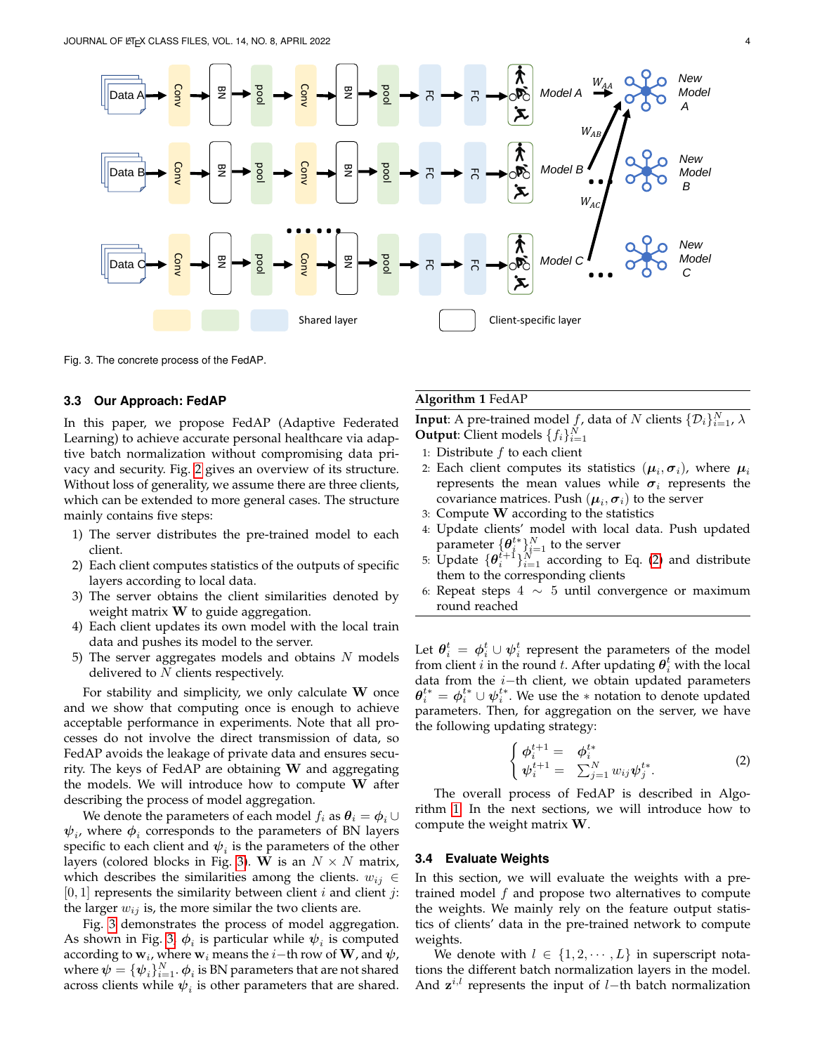Fig. 3. The concrete process of the FedAP.

### 3.3 Our Approach: FedAP

In this paper, we propose FedAP (Adaptive Federated Learning) to achieve accurate personal healthcare via adaptive batch normalization without compromising data privacy and security. Fig. 2 gives an overview of its structure. Without loss of generality, we assume there are three clients, which can be extended to more general cases. The structure mainly contains five steps:

1) The server distributes the pre-trained model to each client.
2) Each client computes statistics of the outputs of specific layers according to local data.
3) The server obtains the client similarities denoted by weight matrix $\mathbf{W}$ to guide aggregation.
4) Each client updates its own model with the local train data and pushes its model to the server.
5) The server aggregates models and obtains $N$ models delivered to $N$ clients respectively.

For stability and simplicity, we only calculate $\mathbf{W}$ once and we show that computing once is enough to achieve acceptable performance in experiments. Note that all processes do not involve the direct transmission of data, so FedAP avoids the leakage of private data and ensures security. The keys of FedAP are obtaining $\mathbf{W}$ and aggregating the models. We will introduce how to compute $\mathbf{W}$ after describing the process of model aggregation.

We denote the parameters of each model $f_i$ as $\boldsymbol{\theta}_i = \boldsymbol{\phi}_i \cup \boldsymbol{\psi}_i$, where $\boldsymbol{\phi}_i$ corresponds to the parameters of BN layers specific to each client and $\boldsymbol{\psi}_i$ is the parameters of the other layers (colored blocks in Fig. 3). $\mathbf{W}$ is an $N \times N$ matrix, which describes the similarities among the clients. $w_{ij} \in [0, 1]$ represents the similarity between client $i$ and client $j$: the larger $w_{ij}$ is, the more similar the two clients are.

Fig. 3 demonstrates the process of model aggregation. As shown in Fig. 3, $\boldsymbol{\phi}_i$ is particular while $\boldsymbol{\psi}_i$ is computed according to $\mathbf{w}_i$, where $\mathbf{w}_i$ means the $i-$th row of $\mathbf{W}$, and $\boldsymbol{\psi}$, where $\boldsymbol{\psi} = \{\boldsymbol{\psi}_i\}_{i=1}^N$. $\boldsymbol{\phi}_i$ is BN parameters that are not shared across clients while $\boldsymbol{\psi}_i$ is other parameters that are shared.

**Algorithm 1** FedAP

**Input**: A pre-trained model $f$, data of $N$ clients $\{\mathcal{D}_i\}_{i=1}^N$, $\lambda$
**Output**: Client models $\{f_i\}_{i=1}^N$

1: Distribute $f$ to each client
2: Each client computes its statistics $(\boldsymbol{\mu}_i, \boldsymbol{\sigma}_i)$, where $\boldsymbol{\mu}_i$ represents the mean values while $\boldsymbol{\sigma}_i$ represents the covariance matrices. Push $(\boldsymbol{\mu}_i, \boldsymbol{\sigma}_i)$ to the server
3: Compute $\mathbf{W}$ according to the statistics
4: Update clients' model with local data. Push updated parameter $\{\boldsymbol{\theta}_i^{t*}\}_{i=1}^N$ to the server
5: Update $\{\boldsymbol{\theta}_i^{t+1}\}_{i=1}^N$ according to Eq. (2) and distribute them to the corresponding clients
6: Repeat steps $4 \sim 5$ until convergence or maximum round reached

Let $\boldsymbol{\theta}_i^t = \boldsymbol{\phi}_i^t \cup \boldsymbol{\psi}_i^t$ represent the parameters of the model from client $i$ in the round $t$. After updating $\boldsymbol{\theta}_i^t$ with the local data from the $i-$th client, we obtain updated parameters $\boldsymbol{\theta}_i^{t*} = \boldsymbol{\phi}_i^{t*} \cup \boldsymbol{\psi}_i^{t*}$. We use the $*$ notation to denote updated parameters. Then, for aggregation on the server, we have the following updating strategy:

$$
\begin{cases} \boldsymbol{\phi}_i^{t+1} = & \boldsymbol{\phi}_i^{t*} \\ \boldsymbol{\psi}_i^{t+1} = & \sum_{j=1}^N w_{ij} \boldsymbol{\psi}_j^{t*}. \end{cases} \tag{2}
$$

The overall process of FedAP is described in Algorithm 1. In the next sections, we will introduce how to compute the weight matrix $\mathbf{W}$.

### 3.4 Evaluate Weights

In this section, we will evaluate the weights with a pre-trained model $f$ and propose two alternatives to compute the weights. We mainly rely on the feature output statistics of clients' data in the pre-trained network to compute weights.

We denote with $l \in \{1, 2, \cdots, L\}$ in superscript notations the different batch normalization layers in the model. And $\mathbf{z}^{i,l}$ represents the input of $l-$th batch normalization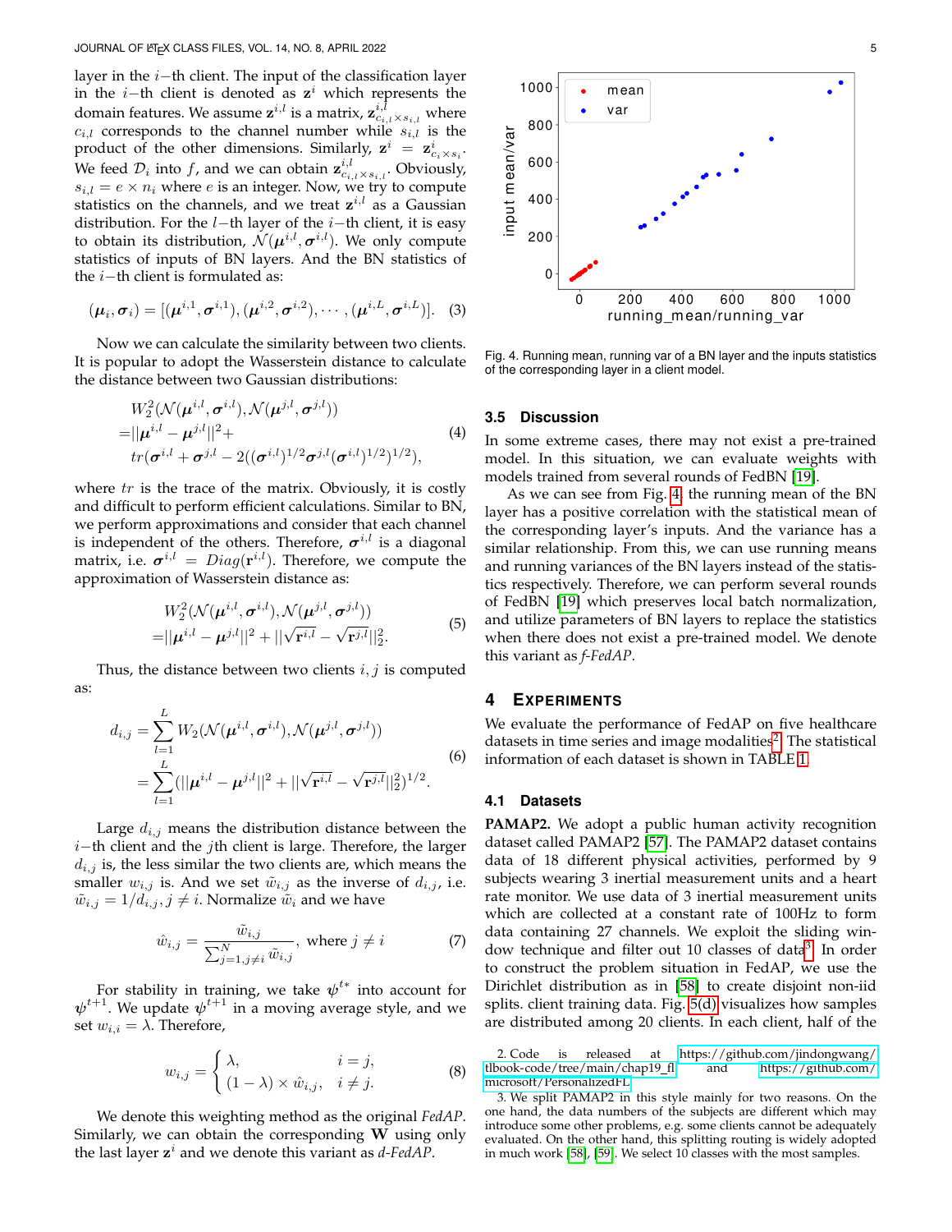layer in the $i-$th client. The input of the classification layer in the $i-$th client is denoted as $\mathbf{z}^i$ which represents the domain features. We assume $\mathbf{z}^{i,l}$ is a matrix, $\mathbf{z}^{i,l}_{c_{i,l}\times s_{i,l}}$ where $c_{i,l}$ corresponds to the channel number while $s_{i,l}$ is the product of the other dimensions. Similarly, $\mathbf{z}^i = \mathbf{z}^i_{c_i\times s_i}$. We feed $\mathcal{D}_i$ into $f$, and we can obtain $\mathbf{z}^{i,l}_{c_{i,l}\times s_{i,l}}$. Obviously, $s_{i,l} = e \times n_i$ where $e$ is an integer. Now, we try to compute statistics on the channels, and we treat $\mathbf{z}^{i,l}$ as a Gaussian distribution. For the $l-$th layer of the $i-$th client, it is easy to obtain its distribution, $\mathcal{N}(\boldsymbol{\mu}^{i,l}, \boldsymbol{\sigma}^{i,l})$. We only compute statistics of inputs of BN layers. And the BN statistics of the $i-$th client is formulated as:

$$(\boldsymbol{\mu}_i, \boldsymbol{\sigma}_i) = [(\boldsymbol{\mu}^{i,1}, \boldsymbol{\sigma}^{i,1}), (\boldsymbol{\mu}^{i,2}, \boldsymbol{\sigma}^{i,2}), \cdots, (\boldsymbol{\mu}^{i,L}, \boldsymbol{\sigma}^{i,L})]. \quad (3)$$

Now we can calculate the similarity between two clients. It is popular to adopt the Wasserstein distance to calculate the distance between two Gaussian distributions:

$$\begin{aligned}
&W_2^2(\mathcal{N}(\boldsymbol{\mu}^{i,l}, \boldsymbol{\sigma}^{i,l}), \mathcal{N}(\boldsymbol{\mu}^{j,l}, \boldsymbol{\sigma}^{j,l})) \\
=&||\boldsymbol{\mu}^{i,l} - \boldsymbol{\mu}^{j,l}||^2 + \\
&tr(\boldsymbol{\sigma}^{i,l} + \boldsymbol{\sigma}^{j,l} - 2((\boldsymbol{\sigma}^{i,l})^{1/2}\boldsymbol{\sigma}^{j,l}(\boldsymbol{\sigma}^{i,l})^{1/2})^{1/2}),
\end{aligned} \quad (4)$$

where $tr$ is the trace of the matrix. Obviously, it is costly and difficult to perform efficient calculations. Similar to BN, we perform approximations and consider that each channel is independent of the others. Therefore, $\boldsymbol{\sigma}^{i,l}$ is a diagonal matrix, i.e. $\boldsymbol{\sigma}^{i,l} = Diag(\mathbf{r}^{i,l})$. Therefore, we compute the approximation of Wasserstein distance as:

$$\begin{aligned}
&W_2^2(\mathcal{N}(\boldsymbol{\mu}^{i,l}, \boldsymbol{\sigma}^{i,l}), \mathcal{N}(\boldsymbol{\mu}^{j,l}, \boldsymbol{\sigma}^{j,l})) \\
=&||\boldsymbol{\mu}^{i,l} - \boldsymbol{\mu}^{j,l}||^2 + ||\sqrt{\mathbf{r}^{i,l}} - \sqrt{\mathbf{r}^{j,l}}||_2^2.
\end{aligned} \quad (5)$$

Thus, the distance between two clients $i, j$ is computed as:

$$\begin{aligned}
d_{i,j} &= \sum_{l=1}^{L} W_2(\mathcal{N}(\boldsymbol{\mu}^{i,l}, \boldsymbol{\sigma}^{i,l}), \mathcal{N}(\boldsymbol{\mu}^{j,l}, \boldsymbol{\sigma}^{j,l})) \\
&= \sum_{l=1}^{L} (||\boldsymbol{\mu}^{i,l} - \boldsymbol{\mu}^{j,l}||^2 + ||\sqrt{\mathbf{r}^{i,l}} - \sqrt{\mathbf{r}^{j,l}}||_2^2)^{1/2}.
\end{aligned} \quad (6)$$

Large $d_{i,j}$ means the distribution distance between the $i-$th client and the $j$th client is large. Therefore, the larger $d_{i,j}$ is, the less similar the two clients are, which means the smaller $w_{i,j}$ is. And we set $\tilde{w}_{i,j}$ as the inverse of $d_{i,j}$, i.e. $\tilde{w}_{i,j} = 1/d_{i,j}, j \neq i$. Normalize $\tilde{w}_i$ and we have

$$\hat{w}_{i,j} = \frac{\tilde{w}_{i,j}}{\sum_{j=1, j\neq i}^{N} \tilde{w}_{i,j}}, \text{ where } j \neq i \quad (7)$$

For stability in training, we take $\boldsymbol{\psi}^{t^*}$ into account for $\boldsymbol{\psi}^{t+1}$. We update $\boldsymbol{\psi}^{t+1}$ in a moving average style, and we set $w_{i,i} = \lambda$. Therefore,

$$w_{i,j} = \begin{cases} \lambda, & i = j, \\ (1-\lambda) \times \hat{w}_{i,j}, & i \neq j. \end{cases} \quad (8)$$

We denote this weighting method as the original *FedAP*. Similarly, we can obtain the corresponding $\mathbf{W}$ using only the last layer $\mathbf{z}^i$ and we denote this variant as *d-FedAP*.

Fig. 4. Running mean, running var of a BN layer and the inputs statistics of the corresponding layer in a client model.

### 3.5 Discussion

In some extreme cases, there may not exist a pre-trained model. In this situation, we can evaluate weights with models trained from several rounds of FedBN [19].

As we can see from Fig. 4, the running mean of the BN layer has a positive correlation with the statistical mean of the corresponding layer's inputs. And the variance has a similar relationship. From this, we can use running means and running variances of the BN layers instead of the statistics respectively. Therefore, we can perform several rounds of FedBN [19] which preserves local batch normalization, and utilize parameters of BN layers to replace the statistics when there does not exist a pre-trained model. We denote this variant as *f-FedAP*.

## 4 Experiments

We evaluate the performance of FedAP on five healthcare datasets in time series and image modalities[2]. The statistical information of each dataset is shown in TABLE 1.

### 4.1 Datasets

**PAMAP2.** We adopt a public human activity recognition dataset called PAMAP2 [57]. The PAMAP2 dataset contains data of 18 different physical activities, performed by 9 subjects wearing 3 inertial measurement units and a heart rate monitor. We use data of 3 inertial measurement units which are collected at a constant rate of 100Hz to form data containing 27 channels. We exploit the sliding window technique and filter out 10 classes of data[3]. In order to construct the problem situation in FedAP, we use the Dirichlet distribution as in [58] to create disjoint non-iid splits. client training data. Fig. 5(d) visualizes how samples are distributed among 20 clients. In each client, half of the

2. Code is released at https://github.com/jindongwang/tlbook-code/tree/main/chap19_fl and https://github.com/microsoft/PersonalizedFL.

3. We split PAMAP2 in this style mainly for two reasons. On the one hand, the data numbers of the subjects are different which may introduce some other problems, e.g. some clients cannot be adequately evaluated. On the other hand, this splitting routing is widely adopted in much work [58], [59]. We select 10 classes with the most samples.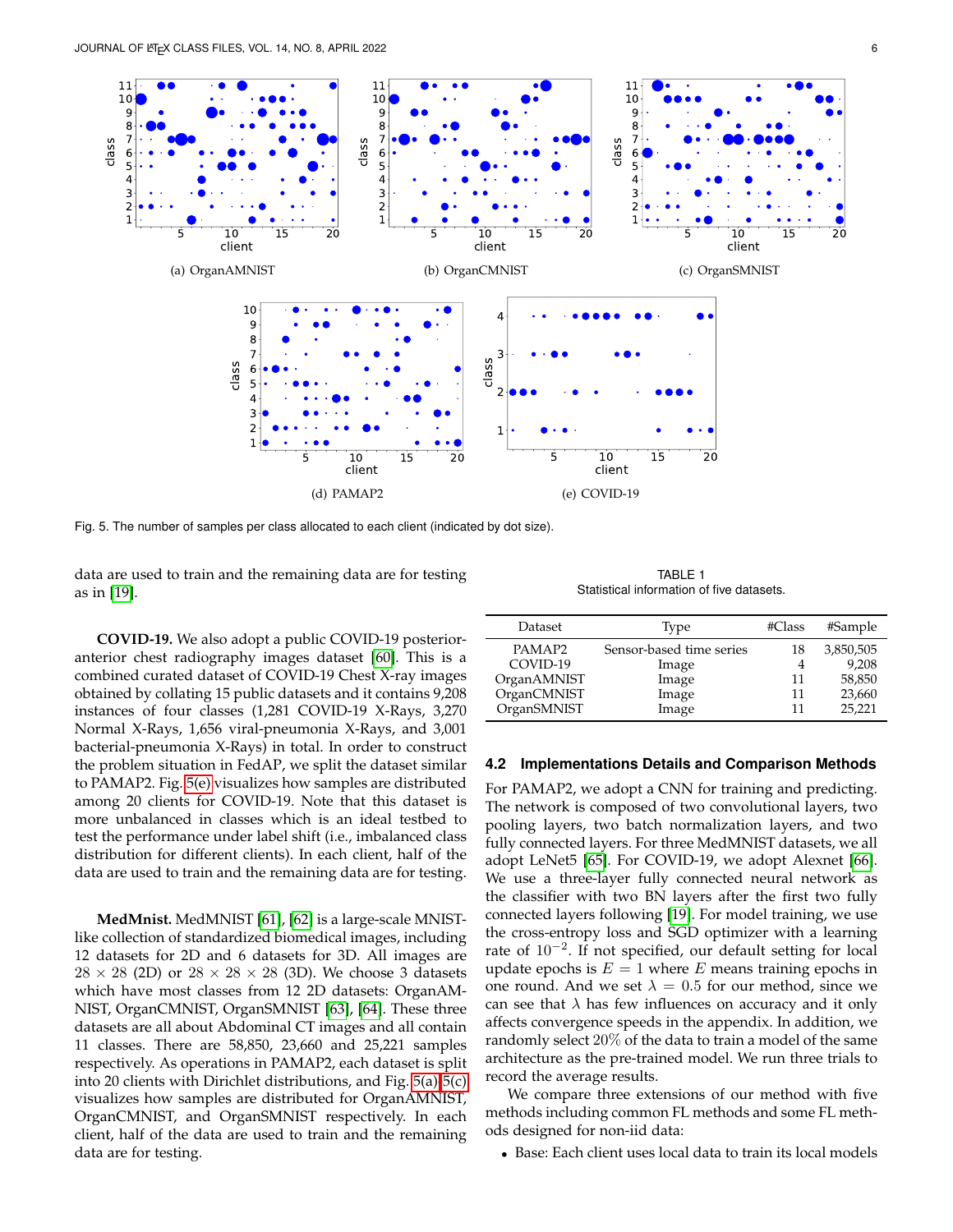(a) OrganAMNIST

(b) OrganCMNIST

(c) OrganSMNIST

(d) PAMAP2

(e) COVID-19

Fig. 5. The number of samples per class allocated to each client (indicated by dot size).

data are used to train and the remaining data are for testing as in [19].

**COVID-19.** We also adopt a public COVID-19 posterior-anterior chest radiography images dataset [60]. This is a combined curated dataset of COVID-19 Chest X-ray images obtained by collating 15 public datasets and it contains 9,208 instances of four classes (1,281 COVID-19 X-Rays, 3,270 Normal X-Rays, 1,656 viral-pneumonia X-Rays, and 3,001 bacterial-pneumonia X-Rays) in total. In order to construct the problem situation in FedAP, we split the dataset similar to PAMAP2. Fig. 5(e) visualizes how samples are distributed among 20 clients for COVID-19. Note that this dataset is more unbalanced in classes which is an ideal testbed to test the performance under label shift (i.e., imbalanced class distribution for different clients). In each client, half of the data are used to train and the remaining data are for testing.

**MedMnist.** MedMNIST [61], [62] is a large-scale MNIST-like collection of standardized biomedical images, including 12 datasets for 2D and 6 datasets for 3D. All images are $28 \times 28$ (2D) or $28 \times 28 \times 28$ (3D). We choose 3 datasets which have most classes from 12 2D datasets: OrganAMNIST, OrganCMNIST, OrganSMNIST [63], [64]. These three datasets are all about Abdominal CT images and all contain 11 classes. There are 58,850, 23,660 and 25,221 samples respectively. As operations in PAMAP2, each dataset is split into 20 clients with Dirichlet distributions, and Fig. 5(a)-5(c) visualizes how samples are distributed for OrganAMNIST, OrganCMNIST, and OrganSMNIST respectively. In each client, half of the data are used to train and the remaining data are for testing.

TABLE 1
Statistical information of five datasets.

| Dataset | Type | #Class | #Sample |
|---|---|---|---|
| PAMAP2 | Sensor-based time series | 18 | 3,850,505 |
| COVID-19 | Image | 4 | 9,208 |
| OrganAMNIST | Image | 11 | 58,850 |
| OrganCMNIST | Image | 11 | 23,660 |
| OrganSMNIST | Image | 11 | 25,221 |

### 4.2 Implementations Details and Comparison Methods

For PAMAP2, we adopt a CNN for training and predicting. The network is composed of two convolutional layers, two pooling layers, two batch normalization layers, and two fully connected layers. For three MedMNIST datasets, we all adopt LeNet5 [65]. For COVID-19, we adopt Alexnet [66]. We use a three-layer fully connected neural network as the classifier with two BN layers after the first two fully connected layers following [19]. For model training, we use the cross-entropy loss and SGD optimizer with a learning rate of $10^{-2}$. If not specified, our default setting for local update epochs is $E = 1$ where $E$ means training epochs in one round. And we set $\lambda = 0.5$ for our method, since we can see that $\lambda$ has few influences on accuracy and it only affects convergence speeds in the appendix. In addition, we randomly select 20% of the data to train a model of the same architecture as the pre-trained model. We run three trials to record the average results.

We compare three extensions of our method with five methods including common FL methods and some FL methods designed for non-iid data:

- Base: Each client uses local data to train its local models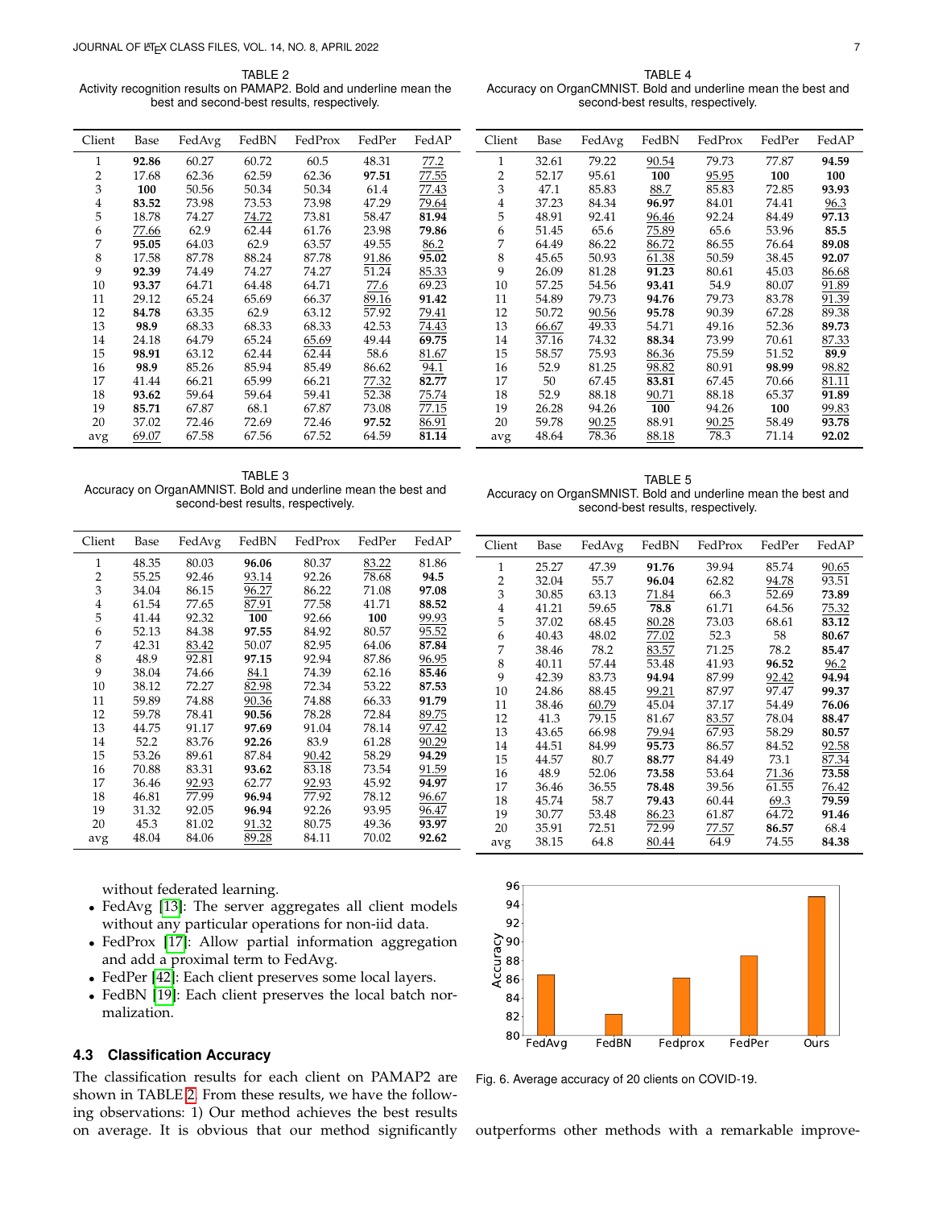TABLE 2
Activity recognition results on PAMAP2. Bold and underline mean the best and second-best results, respectively.

| Client | Base | FedAvg | FedBN | FedProx | FedPer | FedAP |
|---|---|---|---|---|---|---|
| 1 | **92.86** | 60.27 | 60.72 | 60.5 | 48.31 | <u>77.2</u> |
| 2 | 17.68 | 62.36 | 62.59 | 62.36 | **97.51** | <u>77.55</u> |
| 3 | **100** | 50.56 | 50.34 | 50.34 | 61.4 | <u>77.43</u> |
| 4 | **83.52** | 73.98 | 73.53 | 73.98 | 47.29 | <u>79.64</u> |
| 5 | 18.78 | 74.27 | <u>74.72</u> | 73.81 | 58.47 | **81.94** |
| 6 | <u>77.66</u> | 62.9 | 62.44 | 61.76 | 23.98 | **79.86** |
| 7 | **95.05** | 64.03 | 62.9 | 63.57 | 49.55 | <u>86.2</u> |
| 8 | 17.58 | 87.78 | 88.24 | 87.78 | <u>91.86</u> | **95.02** |
| 9 | **92.39** | 74.49 | 74.27 | 74.27 | 51.24 | <u>85.33</u> |
| 10 | **93.37** | 64.71 | 64.48 | 64.71 | <u>77.6</u> | 69.23 |
| 11 | 29.12 | 65.24 | 65.69 | 66.37 | <u>89.16</u> | **91.42** |
| 12 | **84.78** | 63.35 | 62.9 | 63.12 | 57.92 | <u>79.41</u> |
| 13 | **98.9** | 68.33 | 68.33 | 68.33 | 42.53 | <u>74.43</u> |
| 14 | 24.18 | 64.79 | 65.24 | <u>65.69</u> | 49.44 | **69.75** |
| 15 | **98.91** | 63.12 | 62.44 | 62.44 | 58.6 | <u>81.67</u> |
| 16 | **98.9** | 85.26 | 85.94 | 85.49 | 86.62 | <u>94.1</u> |
| 17 | 41.44 | 66.21 | 65.99 | 66.21 | <u>77.32</u> | **82.77** |
| 18 | **93.62** | 59.64 | 59.64 | 59.41 | 52.38 | <u>75.74</u> |
| 19 | **85.71** | 67.87 | 68.1 | 67.87 | 73.08 | <u>77.15</u> |
| 20 | 37.02 | 72.46 | 72.69 | 72.46 | **97.52** | <u>86.91</u> |
| avg | <u>69.07</u> | 67.58 | 67.56 | 67.52 | 64.59 | **81.14** |

TABLE 3
Accuracy on OrganAMNIST. Bold and underline mean the best and second-best results, respectively.

| Client | Base | FedAvg | FedBN | FedProx | FedPer | FedAP |
|---|---|---|---|---|---|---|
| 1 | 48.35 | 80.03 | **96.06** | 80.37 | <u>83.22</u> | 81.86 |
| 2 | 55.25 | 92.46 | <u>93.14</u> | 92.26 | 78.68 | **94.5** |
| 3 | 34.04 | 86.15 | <u>96.27</u> | 86.22 | 71.08 | **97.08** |
| 4 | 61.54 | 77.65 | <u>87.91</u> | 77.58 | 41.71 | **88.52** |
| 5 | 41.44 | 92.32 | **100** | 92.66 | **100** | <u>99.93</u> |
| 6 | 52.13 | 84.38 | **97.55** | 84.92 | 80.57 | <u>95.52</u> |
| 7 | 42.31 | <u>83.42</u> | 50.07 | 82.95 | 64.06 | **87.84** |
| 8 | 48.9 | 92.81 | **97.15** | 92.94 | 87.86 | <u>96.95</u> |
| 9 | 38.04 | 74.66 | <u>84.1</u> | 74.39 | 62.16 | **85.46** |
| 10 | 38.12 | 72.27 | <u>82.98</u> | 72.34 | 53.22 | **87.53** |
| 11 | 59.89 | 74.88 | <u>90.36</u> | 74.88 | 66.33 | **91.79** |
| 12 | 59.78 | 78.41 | **90.56** | 78.28 | 72.84 | <u>89.75</u> |
| 13 | 44.75 | 91.17 | **97.69** | 91.04 | 78.14 | <u>97.42</u> |
| 14 | 52.2 | 83.76 | **92.26** | 83.9 | 61.28 | <u>90.29</u> |
| 15 | 53.26 | 89.61 | 87.84 | <u>90.42</u> | 58.29 | **94.29** |
| 16 | 70.88 | 83.31 | **93.62** | 83.18 | 73.54 | <u>91.59</u> |
| 17 | 36.46 | <u>92.93</u> | 62.77 | <u>92.93</u> | 45.92 | **94.97** |
| 18 | 46.81 | 77.99 | **96.94** | 77.92 | 78.12 | <u>96.67</u> |
| 19 | 31.32 | 92.05 | **96.94** | 92.26 | 93.95 | <u>96.47</u> |
| 20 | 45.3 | 81.02 | <u>91.32</u> | 80.75 | 49.36 | **93.97** |
| avg | 48.04 | 84.06 | <u>89.28</u> | 84.11 | 70.02 | **92.62** |

TABLE 4
Accuracy on OrganCMNIST. Bold and underline mean the best and second-best results, respectively.

| Client | Base | FedAvg | FedBN | FedProx | FedPer | FedAP |
|---|---|---|---|---|---|---|
| 1 | 32.61 | 79.22 | <u>90.54</u> | 79.73 | 77.87 | **94.59** |
| 2 | 52.17 | 95.61 | **100** | <u>95.95</u> | **100** | **100** |
| 3 | 47.1 | 85.83 | <u>88.7</u> | 85.83 | 72.85 | **93.93** |
| 4 | 37.23 | 84.34 | **96.97** | 84.01 | 74.41 | <u>96.3</u> |
| 5 | 48.91 | 92.41 | <u>96.46</u> | 92.24 | 84.49 | **97.13** |
| 6 | 51.45 | 65.6 | <u>75.89</u> | 65.6 | 53.96 | **85.5** |
| 7 | 64.49 | 86.22 | <u>86.72</u> | 86.55 | 76.64 | **89.08** |
| 8 | 45.65 | 50.93 | <u>61.38</u> | 50.59 | 38.45 | **92.07** |
| 9 | 26.09 | 81.28 | **91.23** | 80.61 | 45.03 | <u>86.68</u> |
| 10 | 57.25 | 54.56 | **93.41** | 54.9 | 80.07 | <u>91.89</u> |
| 11 | 54.89 | 79.73 | **94.76** | 79.73 | 83.78 | <u>91.39</u> |
| 12 | 50.72 | <u>90.56</u> | **95.78** | 90.39 | 67.28 | 89.38 |
| 13 | <u>66.67</u> | 49.33 | 54.71 | 49.16 | 52.36 | **89.73** |
| 14 | 37.16 | 74.32 | **88.34** | 73.99 | 70.61 | <u>87.33</u> |
| 15 | 58.57 | 75.93 | <u>86.36</u> | 75.59 | 51.52 | **89.9** |
| 16 | 52.9 | 81.25 | <u>98.82</u> | 80.91 | **98.99** | <u>98.82</u> |
| 17 | 50 | 67.45 | **83.81** | 67.45 | 70.66 | <u>81.11</u> |
| 18 | 52.9 | 88.18 | <u>90.71</u> | 88.18 | 65.37 | **91.89** |
| 19 | 26.28 | 94.26 | **100** | 94.26 | **100** | <u>99.83</u> |
| 20 | 59.78 | <u>90.25</u> | 88.91 | <u>90.25</u> | 58.49 | **93.78** |
| avg | 48.64 | 78.36 | <u>88.18</u> | 78.3 | 71.14 | **92.02** |

TABLE 5
Accuracy on OrganSMNIST. Bold and underline mean the best and second-best results, respectively.

| Client | Base | FedAvg | FedBN | FedProx | FedPer | FedAP |
|---|---|---|---|---|---|---|
| 1 | 25.27 | 47.39 | **91.76** | 39.94 | 85.74 | <u>90.65</u> |
| 2 | 32.04 | 55.7 | **96.04** | 62.82 | <u>94.78</u> | 93.51 |
| 3 | 30.85 | 63.13 | <u>71.84</u> | 66.3 | 52.69 | **73.89** |
| 4 | 41.21 | 59.65 | **78.8** | 61.71 | 64.56 | <u>75.32</u> |
| 5 | 37.02 | 68.45 | <u>80.28</u> | 73.03 | 68.61 | **83.12** |
| 6 | 40.43 | 48.02 | <u>77.02</u> | 52.3 | 58 | **80.67** |
| 7 | 38.46 | 78.2 | <u>83.57</u> | 71.25 | 78.2 | **85.47** |
| 8 | 40.11 | 57.44 | 53.48 | 41.93 | **96.52** | <u>96.2</u> |
| 9 | 42.39 | 83.73 | **94.94** | 87.99 | <u>92.42</u> | **94.94** |
| 10 | 24.86 | 88.45 | <u>99.21</u> | 87.97 | 97.47 | **99.37** |
| 11 | 38.46 | <u>60.79</u> | 45.04 | 37.17 | 54.49 | **76.06** |
| 12 | 41.3 | 79.15 | 81.67 | <u>83.57</u> | 78.04 | **88.47** |
| 13 | 43.65 | 66.98 | <u>79.94</u> | 67.93 | 58.29 | **80.57** |
| 14 | 44.51 | 84.99 | **95.73** | 86.57 | 84.52 | <u>92.58</u> |
| 15 | 44.57 | 80.7 | **88.77** | 84.49 | 73.1 | <u>87.34</u> |
| 16 | 48.9 | 52.06 | **73.58** | 53.64 | <u>71.36</u> | **73.58** |
| 17 | 36.46 | 36.55 | **78.48** | 39.56 | 61.55 | <u>76.42</u> |
| 18 | 45.74 | 58.7 | <u>79.43</u> | 60.44 | 69.3 | **79.59** |
| 19 | 30.77 | 53.48 | <u>86.23</u> | 61.87 | 64.72 | **91.46** |
| 20 | 35.91 | 72.51 | 72.99 | <u>77.57</u> | **86.57** | 68.4 |
| avg | 38.15 | 64.8 | <u>80.44</u> | 64.9 | 74.55 | **84.38** |

without federated learning.

- FedAvg [13]: The server aggregates all client models without any particular operations for non-iid data.
- FedProx [17]: Allow partial information aggregation and add a proximal term to FedAvg.
- FedPer [42]: Each client preserves some local layers.
- FedBN [19]: Each client preserves the local batch normalization.

Fig. 6. Average accuracy of 20 clients on COVID-19.

### 4.3 Classification Accuracy

The classification results for each client on PAMAP2 are shown in TABLE 2. From these results, we have the following observations: 1) Our method achieves the best results on average. It is obvious that our method significantly outperforms other methods with a remarkable improve-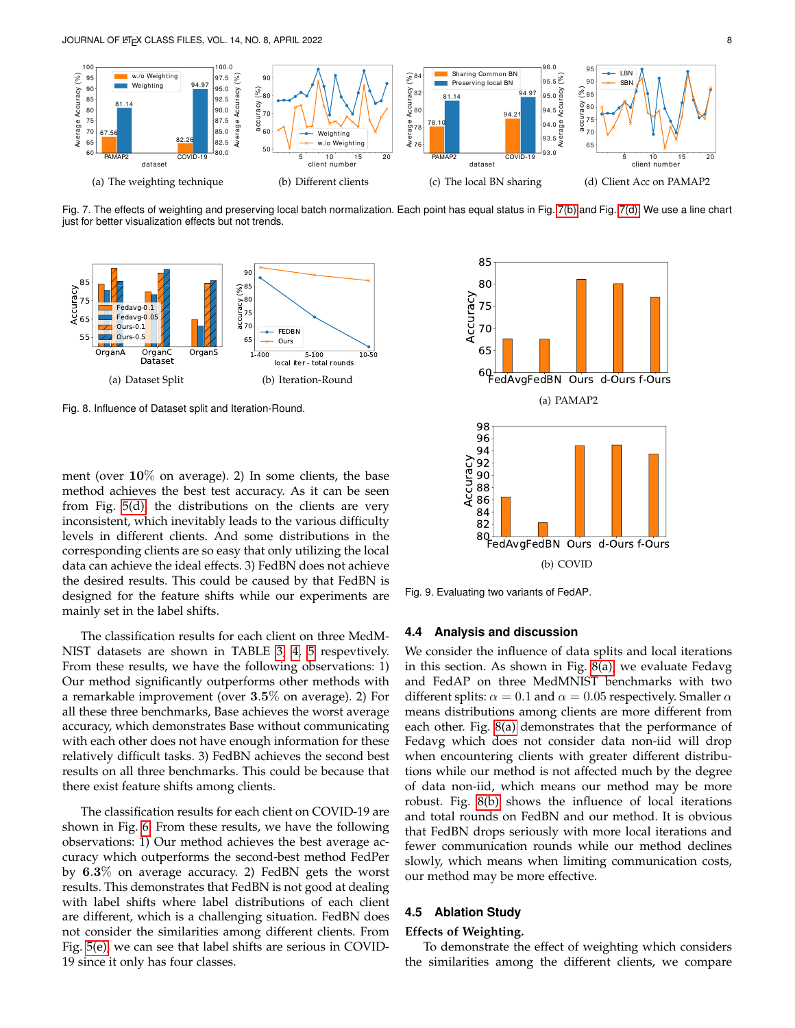(a) The weighting technique

(b) Different clients

(c) The local BN sharing

(d) Client Acc on PAMAP2

Fig. 7. The effects of weighting and preserving local batch normalization. Each point has equal status in Fig. 7(b) and Fig. 7(d). We use a line chart just for better visualization effects but not trends.

(a) Dataset Split

(b) Iteration-Round

Fig. 8. Influence of Dataset split and Iteration-Round.

(a) PAMAP2

(b) COVID

Fig. 9. Evaluating two variants of FedAP.

ment (over **10**% on average). 2) In some clients, the base method achieves the best test accuracy. As it can be seen from Fig. 5(d), the distributions on the clients are very inconsistent, which inevitably leads to the various difficulty levels in different clients. And some distributions in the corresponding clients are so easy that only utilizing the local data can achieve the ideal effects. 3) FedBN does not achieve the desired results. This could be caused by that FedBN is designed for the feature shifts while our experiments are mainly set in the label shifts.

The classification results for each client on three MedMNIST datasets are shown in TABLE 3, 4, 5 respevtively. From these results, we have the following observations: 1) Our method significantly outperforms other methods with a remarkable improvement (over **3.5**% on average). 2) For all these three benchmarks, Base achieves the worst average accuracy, which demonstrates Base without communicating with each other does not have enough information for these relatively difficult tasks. 3) FedBN achieves the second best results on all three benchmarks. This could be because that there exist feature shifts among clients.

The classification results for each client on COVID-19 are shown in Fig. 6. From these results, we have the following observations: 1) Our method achieves the best average accuracy which outperforms the second-best method FedPer by **6.3**% on average accuracy. 2) FedBN gets the worst results. This demonstrates that FedBN is not good at dealing with label shifts where label distributions of each client are different, which is a challenging situation. FedBN does not consider the similarities among different clients. From Fig. 5(e), we can see that label shifts are serious in COVID-19 since it only has four classes.

### 4.4 Analysis and discussion

We consider the influence of data splits and local iterations in this section. As shown in Fig. 8(a), we evaluate Fedavg and FedAP on three MedMNIST benchmarks with two different splits: $\alpha = 0.1$ and $\alpha = 0.05$ respectively. Smaller $\alpha$ means distributions among clients are more different from each other. Fig. 8(a) demonstrates that the performance of Fedavg which does not consider data non-iid will drop when encountering clients with greater different distributions while our method is not affected much by the degree of data non-iid, which means our method may be more robust. Fig. 8(b) shows the influence of local iterations and total rounds on FedBN and our method. It is obvious that FedBN drops seriously with more local iterations and fewer communication rounds while our method declines slowly, which means when limiting communication costs, our method may be more effective.

### 4.5 Ablation Study

**Effects of Weighting.**

To demonstrate the effect of weighting which considers the similarities among the different clients, we compare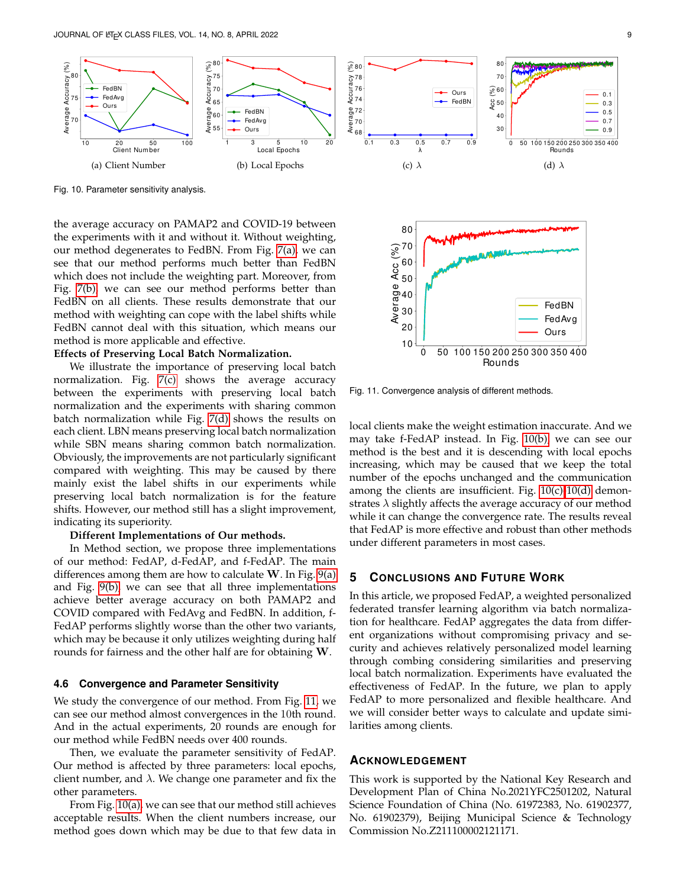(a) Client Number

(b) Local Epochs

(c) $\lambda$

(d) $\lambda$

Fig. 10. Parameter sensitivity analysis.

the average accuracy on PAMAP2 and COVID-19 between the experiments with it and without it. Without weighting, our method degenerates to FedBN. From Fig. 7(a), we can see that our method performs much better than FedBN which does not include the weighting part. Moreover, from Fig. 7(b), we can see our method performs better than FedBN on all clients. These results demonstrate that our method with weighting can cope with the label shifts while FedBN cannot deal with this situation, which means our method is more applicable and effective.

**Effects of Preserving Local Batch Normalization.**

We illustrate the importance of preserving local batch normalization. Fig. 7(c) shows the average accuracy between the experiments with preserving local batch normalization and the experiments with sharing common batch normalization while Fig. 7(d) shows the results on each client. LBN means preserving local batch normalization while SBN means sharing common batch normalization. Obviously, the improvements are not particularly significant compared with weighting. This may be caused by there mainly exist the label shifts in our experiments while preserving local batch normalization is for the feature shifts. However, our method still has a slight improvement, indicating its superiority.

**Different Implementations of Our methods.**

In Method section, we propose three implementations of our method: FedAP, d-FedAP, and f-FedAP. The main differences among them are how to calculate $\mathbf{W}$. In Fig. 9(a) and Fig. 9(b), we can see that all three implementations achieve better average accuracy on both PAMAP2 and COVID compared with FedAvg and FedBN. In addition, f-FedAP performs slightly worse than the other two variants, which may be because it only utilizes weighting during half rounds for fairness and the other half are for obtaining $\mathbf{W}$.

### 4.6 Convergence and Parameter Sensitivity

We study the convergence of our method. From Fig. 11, we can see our method almost convergences in the 10th round. And in the actual experiments, 20 rounds are enough for our method while FedBN needs over 400 rounds.

Then, we evaluate the parameter sensitivity of FedAP. Our method is affected by three parameters: local epochs, client number, and $\lambda$. We change one parameter and fix the other parameters.

From Fig. 10(a), we can see that our method still achieves acceptable results. When the client numbers increase, our method goes down which may be due to that few data in local clients make the weight estimation inaccurate. And we may take f-FedAP instead. In Fig. 10(b), we can see our method is the best and it is descending with local epochs increasing, which may be caused that we keep the total number of the epochs unchanged and the communication among the clients are insufficient. Fig. 10(c)-10(d) demonstrates $\lambda$ slightly affects the average accuracy of our method while it can change the convergence rate. The results reveal that FedAP is more effective and robust than other methods under different parameters in most cases.

Fig. 11. Convergence analysis of different methods.

## 5 Conclusions and Future Work

In this article, we proposed FedAP, a weighted personalized federated transfer learning algorithm via batch normalization for healthcare. FedAP aggregates the data from different organizations without compromising privacy and security and achieves relatively personalized model learning through combing considering similarities and preserving local batch normalization. Experiments have evaluated the effectiveness of FedAP. In the future, we plan to apply FedAP to more personalized and flexible healthcare. And we will consider better ways to calculate and update similarities among clients.

## Acknowledgement

This work is supported by the National Key Research and Development Plan of China No.2021YFC2501202, Natural Science Foundation of China (No. 61972383, No. 61902377, No. 61902379), Beijing Municipal Science & Technology Commission No.Z211100002121171.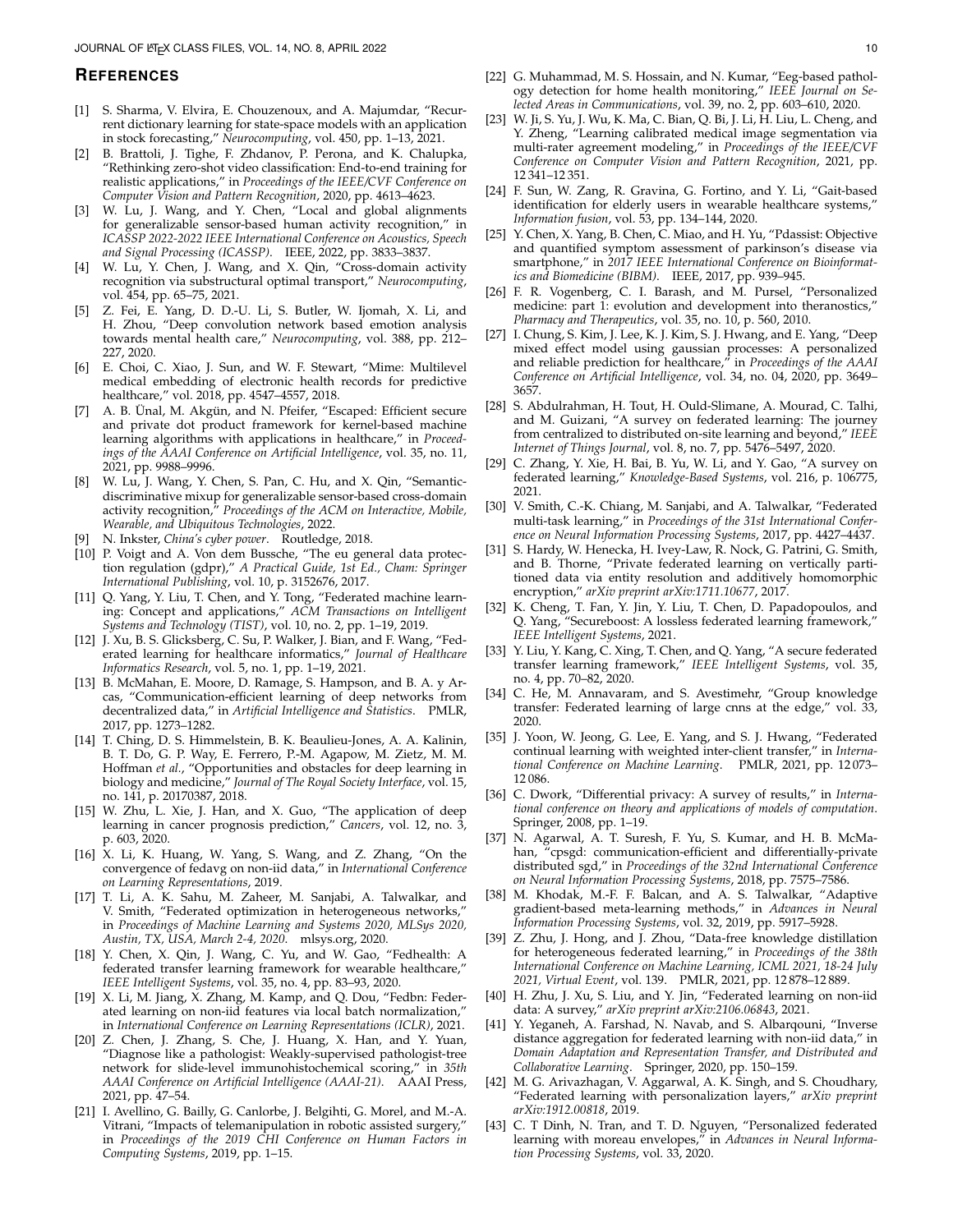## REFERENCES

[1] S. Sharma, V. Elvira, E. Chouzenoux, and A. Majumdar, "Recurrent dictionary learning for state-space models with an application in stock forecasting," *Neurocomputing*, vol. 450, pp. 1–13, 2021.

[2] B. Brattoli, J. Tighe, F. Zhdanov, P. Perona, and K. Chalupka, "Rethinking zero-shot video classification: End-to-end training for realistic applications," in *Proceedings of the IEEE/CVF Conference on Computer Vision and Pattern Recognition*, 2020, pp. 4613–4623.

[3] W. Lu, J. Wang, and Y. Chen, "Local and global alignments for generalizable sensor-based human activity recognition," in *ICASSP 2022-2022 IEEE International Conference on Acoustics, Speech and Signal Processing (ICASSP)*. IEEE, 2022, pp. 3833–3837.

[4] W. Lu, Y. Chen, J. Wang, and X. Qin, "Cross-domain activity recognition via substructural optimal transport," *Neurocomputing*, vol. 454, pp. 65–75, 2021.

[5] Z. Fei, E. Yang, D. D.-U. Li, S. Butler, W. Ijomah, X. Li, and H. Zhou, "Deep convolution network based emotion analysis towards mental health care," *Neurocomputing*, vol. 388, pp. 212–227, 2020.

[6] E. Choi, C. Xiao, J. Sun, and W. F. Stewart, "Mime: Multilevel medical embedding of electronic health records for predictive healthcare," vol. 2018, pp. 4547–4557, 2018.

[7] A. B. Ünal, M. Akgün, and N. Pfeifer, "Escaped: Efficient secure and private dot product framework for kernel-based machine learning algorithms with applications in healthcare," in *Proceedings of the AAAI Conference on Artificial Intelligence*, vol. 35, no. 11, 2021, pp. 9988–9996.

[8] W. Lu, J. Wang, Y. Chen, S. Pan, C. Hu, and X. Qin, "Semantic-discriminative mixup for generalizable sensor-based cross-domain activity recognition," *Proceedings of the ACM on Interactive, Mobile, Wearable, and Ubiquitous Technologies*, 2022.

[9] N. Inkster, *China's cyber power*. Routledge, 2018.

[10] P. Voigt and A. Von dem Bussche, "The eu general data protection regulation (gdpr)," *A Practical Guide, 1st Ed., Cham: Springer International Publishing*, vol. 10, p. 3152676, 2017.

[11] Q. Yang, Y. Liu, T. Chen, and Y. Tong, "Federated machine learning: Concept and applications," *ACM Transactions on Intelligent Systems and Technology (TIST)*, vol. 10, no. 2, pp. 1–19, 2019.

[12] J. Xu, B. S. Glicksberg, C. Su, P. Walker, J. Bian, and F. Wang, "Federated learning for healthcare informatics," *Journal of Healthcare Informatics Research*, vol. 5, no. 1, pp. 1–19, 2021.

[13] B. McMahan, E. Moore, D. Ramage, S. Hampson, and B. A. y Arcas, "Communication-efficient learning of deep networks from decentralized data," in *Artificial Intelligence and Statistics*. PMLR, 2017, pp. 1273–1282.

[14] T. Ching, D. S. Himmelstein, B. K. Beaulieu-Jones, A. A. Kalinin, B. T. Do, G. P. Way, E. Ferrero, P.-M. Agapow, M. Zietz, M. M. Hoffman *et al.*, "Opportunities and obstacles for deep learning in biology and medicine," *Journal of The Royal Society Interface*, vol. 15, no. 141, p. 20170387, 2018.

[15] W. Zhu, L. Xie, J. Han, and X. Guo, "The application of deep learning in cancer prognosis prediction," *Cancers*, vol. 12, no. 3, p. 603, 2020.

[16] X. Li, K. Huang, W. Yang, S. Wang, and Z. Zhang, "On the convergence of fedavg on non-iid data," in *International Conference on Learning Representations*, 2019.

[17] T. Li, A. K. Sahu, M. Zaheer, M. Sanjabi, A. Talwalkar, and V. Smith, "Federated optimization in heterogeneous networks," in *Proceedings of Machine Learning and Systems 2020, MLSys 2020, Austin, TX, USA, March 2-4, 2020*. mlsys.org, 2020.

[18] Y. Chen, X. Qin, J. Wang, C. Yu, and W. Gao, "Fedhealth: A federated transfer learning framework for wearable healthcare," *IEEE Intelligent Systems*, vol. 35, no. 4, pp. 83–93, 2020.

[19] X. Li, M. Jiang, X. Zhang, M. Kamp, and Q. Dou, "Fedbn: Federated learning on non-iid features via local batch normalization," in *International Conference on Learning Representations (ICLR)*, 2021.

[20] Z. Chen, J. Zhang, S. Che, J. Huang, X. Han, and Y. Yuan, "Diagnose like a pathologist: Weakly-supervised pathologist-tree network for slide-level immunohistochemical scoring," in *35th AAAI Conference on Artificial Intelligence (AAAI-21)*. AAAI Press, 2021, pp. 47–54.

[21] I. Avellino, G. Bailly, G. Canlorbe, J. Belgihti, G. Morel, and M.-A. Vitrani, "Impacts of telemanipulation in robotic assisted surgery," in *Proceedings of the 2019 CHI Conference on Human Factors in Computing Systems*, 2019, pp. 1–15.

[22] G. Muhammad, M. S. Hossain, and N. Kumar, "Eeg-based pathology detection for home health monitoring," *IEEE Journal on Selected Areas in Communications*, vol. 39, no. 2, pp. 603–610, 2020.

[23] W. Ji, S. Yu, J. Wu, K. Ma, C. Bian, Q. Bi, J. Li, H. Liu, L. Cheng, and Y. Zheng, "Learning calibrated medical image segmentation via multi-rater agreement modeling," in *Proceedings of the IEEE/CVF Conference on Computer Vision and Pattern Recognition*, 2021, pp. 12 341–12 351.

[24] F. Sun, W. Zang, R. Gravina, G. Fortino, and Y. Li, "Gait-based identification for elderly users in wearable healthcare systems," *Information fusion*, vol. 53, pp. 134–144, 2020.

[25] Y. Chen, X. Yang, B. Chen, C. Miao, and H. Yu, "Pdassist: Objective and quantified symptom assessment of parkinson's disease via smartphone," in *2017 IEEE International Conference on Bioinformatics and Biomedicine (BIBM)*. IEEE, 2017, pp. 939–945.

[26] F. R. Vogenberg, C. I. Barash, and M. Pursel, "Personalized medicine: part 1: evolution and development into theranostics," *Pharmacy and Therapeutics*, vol. 35, no. 10, p. 560, 2010.

[27] I. Chung, S. Kim, J. Lee, K. J. Kim, S. J. Hwang, and E. Yang, "Deep mixed effect model using gaussian processes: A personalized and reliable prediction for healthcare," in *Proceedings of the AAAI Conference on Artificial Intelligence*, vol. 34, no. 04, 2020, pp. 3649–3657.

[28] S. Abdulrahman, H. Tout, H. Ould-Slimane, A. Mourad, C. Talhi, and M. Guizani, "A survey on federated learning: The journey from centralized to distributed on-site learning and beyond," *IEEE Internet of Things Journal*, vol. 8, no. 7, pp. 5476–5497, 2020.

[29] C. Zhang, Y. Xie, H. Bai, B. Yu, W. Li, and Y. Gao, "A survey on federated learning," *Knowledge-Based Systems*, vol. 216, p. 106775, 2021.

[30] V. Smith, C.-K. Chiang, M. Sanjabi, and A. Talwalkar, "Federated multi-task learning," in *Proceedings of the 31st International Conference on Neural Information Processing Systems*, 2017, pp. 4427–4437.

[31] S. Hardy, W. Henecka, H. Ivey-Law, R. Nock, G. Patrini, G. Smith, and B. Thorne, "Private federated learning on vertically partitioned data via entity resolution and additively homomorphic encryption," *arXiv preprint arXiv:1711.10677*, 2017.

[32] K. Cheng, T. Fan, Y. Jin, Y. Liu, T. Chen, D. Papadopoulos, and Q. Yang, "Secureboost: A lossless federated learning framework," *IEEE Intelligent Systems*, 2021.

[33] Y. Liu, Y. Kang, C. Xing, T. Chen, and Q. Yang, "A secure federated transfer learning framework," *IEEE Intelligent Systems*, vol. 35, no. 4, pp. 70–82, 2020.

[34] C. He, M. Annavaram, and S. Avestimehr, "Group knowledge transfer: Federated learning of large cnns at the edge," vol. 33, 2020.

[35] J. Yoon, W. Jeong, G. Lee, E. Yang, and S. J. Hwang, "Federated continual learning with weighted inter-client transfer," in *International Conference on Machine Learning*. PMLR, 2021, pp. 12 073–12 086.

[36] C. Dwork, "Differential privacy: A survey of results," in *International conference on theory and applications of models of computation*. Springer, 2008, pp. 1–19.

[37] N. Agarwal, A. T. Suresh, F. Yu, S. Kumar, and H. B. McMahan, "cpsgd: communication-efficient and differentially-private distributed sgd," in *Proceedings of the 32nd International Conference on Neural Information Processing Systems*, 2018, pp. 7575–7586.

[38] M. Khodak, M.-F. F. Balcan, and A. S. Talwalkar, "Adaptive gradient-based meta-learning methods," in *Advances in Neural Information Processing Systems*, vol. 32, 2019, pp. 5917–5928.

[39] Z. Zhu, J. Hong, and J. Zhou, "Data-free knowledge distillation for heterogeneous federated learning," in *Proceedings of the 38th International Conference on Machine Learning, ICML 2021, 18-24 July 2021, Virtual Event*, vol. 139. PMLR, 2021, pp. 12 878–12 889.

[40] H. Zhu, J. Xu, S. Liu, and Y. Jin, "Federated learning on non-iid data: A survey," *arXiv preprint arXiv:2106.06843*, 2021.

[41] Y. Yeganeh, A. Farshad, N. Navab, and S. Albarqouni, "Inverse distance aggregation for federated learning with non-iid data," in *Domain Adaptation and Representation Transfer, and Distributed and Collaborative Learning*. Springer, 2020, pp. 150–159.

[42] M. G. Arivazhagan, V. Aggarwal, A. K. Singh, and S. Choudhary, "Federated learning with personalization layers," *arXiv preprint arXiv:1912.00818*, 2019.

[43] C. T Dinh, N. Tran, and T. D. Nguyen, "Personalized federated learning with moreau envelopes," in *Advances in Neural Information Processing Systems*, vol. 33, 2020.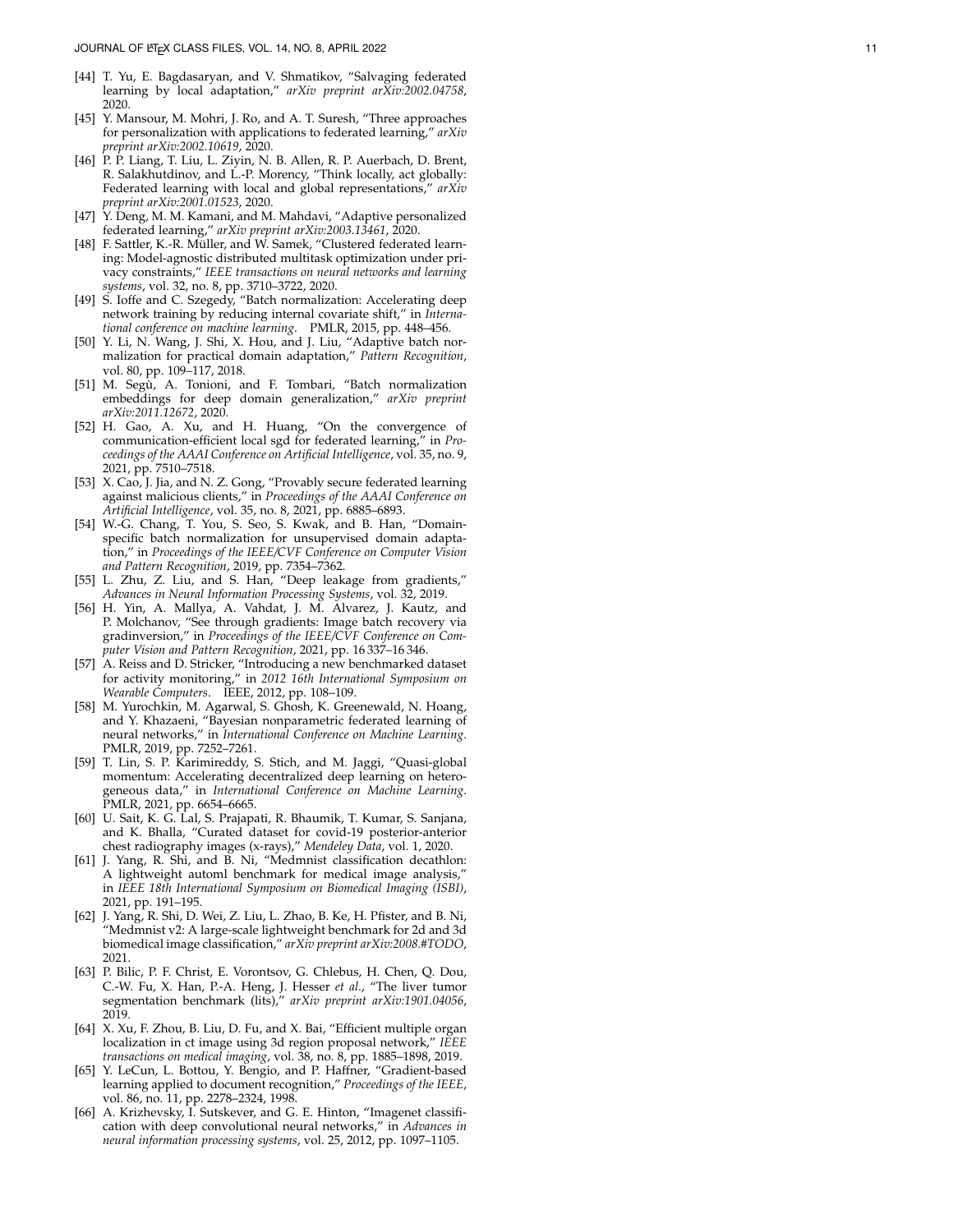[44] T. Yu, E. Bagdasaryan, and V. Shmatikov, "Salvaging federated learning by local adaptation," *arXiv preprint arXiv:2002.04758*, 2020.

[45] Y. Mansour, M. Mohri, J. Ro, and A. T. Suresh, "Three approaches for personalization with applications to federated learning," *arXiv preprint arXiv:2002.10619*, 2020.

[46] P. P. Liang, T. Liu, L. Ziyin, N. B. Allen, R. P. Auerbach, D. Brent, R. Salakhutdinov, and L.-P. Morency, "Think locally, act globally: Federated learning with local and global representations," *arXiv preprint arXiv:2001.01523*, 2020.

[47] Y. Deng, M. M. Kamani, and M. Mahdavi, "Adaptive personalized federated learning," *arXiv preprint arXiv:2003.13461*, 2020.

[48] F. Sattler, K.-R. Müller, and W. Samek, "Clustered federated learning: Model-agnostic distributed multitask optimization under privacy constraints," *IEEE transactions on neural networks and learning systems*, vol. 32, no. 8, pp. 3710–3722, 2020.

[49] S. Ioffe and C. Szegedy, "Batch normalization: Accelerating deep network training by reducing internal covariate shift," in *International conference on machine learning*. PMLR, 2015, pp. 448–456.

[50] Y. Li, N. Wang, J. Shi, X. Hou, and J. Liu, "Adaptive batch normalization for practical domain adaptation," *Pattern Recognition*, vol. 80, pp. 109–117, 2018.

[51] M. Segù, A. Tonioni, and F. Tombari, "Batch normalization embeddings for deep domain generalization," *arXiv preprint arXiv:2011.12672*, 2020.

[52] H. Gao, A. Xu, and H. Huang, "On the convergence of communication-efficient local sgd for federated learning," in *Proceedings of the AAAI Conference on Artificial Intelligence*, vol. 35, no. 9, 2021, pp. 7510–7518.

[53] X. Cao, J. Jia, and N. Z. Gong, "Provably secure federated learning against malicious clients," in *Proceedings of the AAAI Conference on Artificial Intelligence*, vol. 35, no. 8, 2021, pp. 6885–6893.

[54] W.-G. Chang, T. You, S. Seo, S. Kwak, and B. Han, "Domain-specific batch normalization for unsupervised domain adaptation," in *Proceedings of the IEEE/CVF Conference on Computer Vision and Pattern Recognition*, 2019, pp. 7354–7362.

[55] L. Zhu, Z. Liu, and S. Han, "Deep leakage from gradients," *Advances in Neural Information Processing Systems*, vol. 32, 2019.

[56] H. Yin, A. Mallya, A. Vahdat, J. M. Alvarez, J. Kautz, and P. Molchanov, "See through gradients: Image batch recovery via gradinversion," in *Proceedings of the IEEE/CVF Conference on Computer Vision and Pattern Recognition*, 2021, pp. 16 337–16 346.

[57] A. Reiss and D. Stricker, "Introducing a new benchmarked dataset for activity monitoring," in *2012 16th International Symposium on Wearable Computers*. IEEE, 2012, pp. 108–109.

[58] M. Yurochkin, M. Agarwal, S. Ghosh, K. Greenewald, N. Hoang, and Y. Khazaeni, "Bayesian nonparametric federated learning of neural networks," in *International Conference on Machine Learning*. PMLR, 2019, pp. 7252–7261.

[59] T. Lin, S. P. Karimireddy, S. Stich, and M. Jaggi, "Quasi-global momentum: Accelerating decentralized deep learning on heterogeneous data," in *International Conference on Machine Learning*. PMLR, 2021, pp. 6654–6665.

[60] U. Sait, K. G. Lal, S. Prajapati, R. Bhaumik, T. Kumar, S. Sanjana, and K. Bhalla, "Curated dataset for covid-19 posterior-anterior chest radiography images (x-rays)," *Mendeley Data*, vol. 1, 2020.

[61] J. Yang, R. Shi, and B. Ni, "Medmnist classification decathlon: A lightweight automl benchmark for medical image analysis," in *IEEE 18th International Symposium on Biomedical Imaging (ISBI)*, 2021, pp. 191–195.

[62] J. Yang, R. Shi, D. Wei, Z. Liu, L. Zhao, B. Ke, H. Pfister, and B. Ni, "Medmnist v2: A large-scale lightweight benchmark for 2d and 3d biomedical image classification," *arXiv preprint arXiv:2008.#TODO*, 2021.

[63] P. Bilic, P. F. Christ, E. Vorontsov, G. Chlebus, H. Chen, Q. Dou, C.-W. Fu, X. Han, P.-A. Heng, J. Hesser *et al.*, "The liver tumor segmentation benchmark (lits)," *arXiv preprint arXiv:1901.04056*, 2019.

[64] X. Xu, F. Zhou, B. Liu, D. Fu, and X. Bai, "Efficient multiple organ localization in ct image using 3d region proposal network," *IEEE transactions on medical imaging*, vol. 38, no. 8, pp. 1885–1898, 2019.

[65] Y. LeCun, L. Bottou, Y. Bengio, and P. Haffner, "Gradient-based learning applied to document recognition," *Proceedings of the IEEE*, vol. 86, no. 11, pp. 2278–2324, 1998.

[66] A. Krizhevsky, I. Sutskever, and G. E. Hinton, "Imagenet classification with deep convolutional neural networks," in *Advances in neural information processing systems*, vol. 25, 2012, pp. 1097–1105.